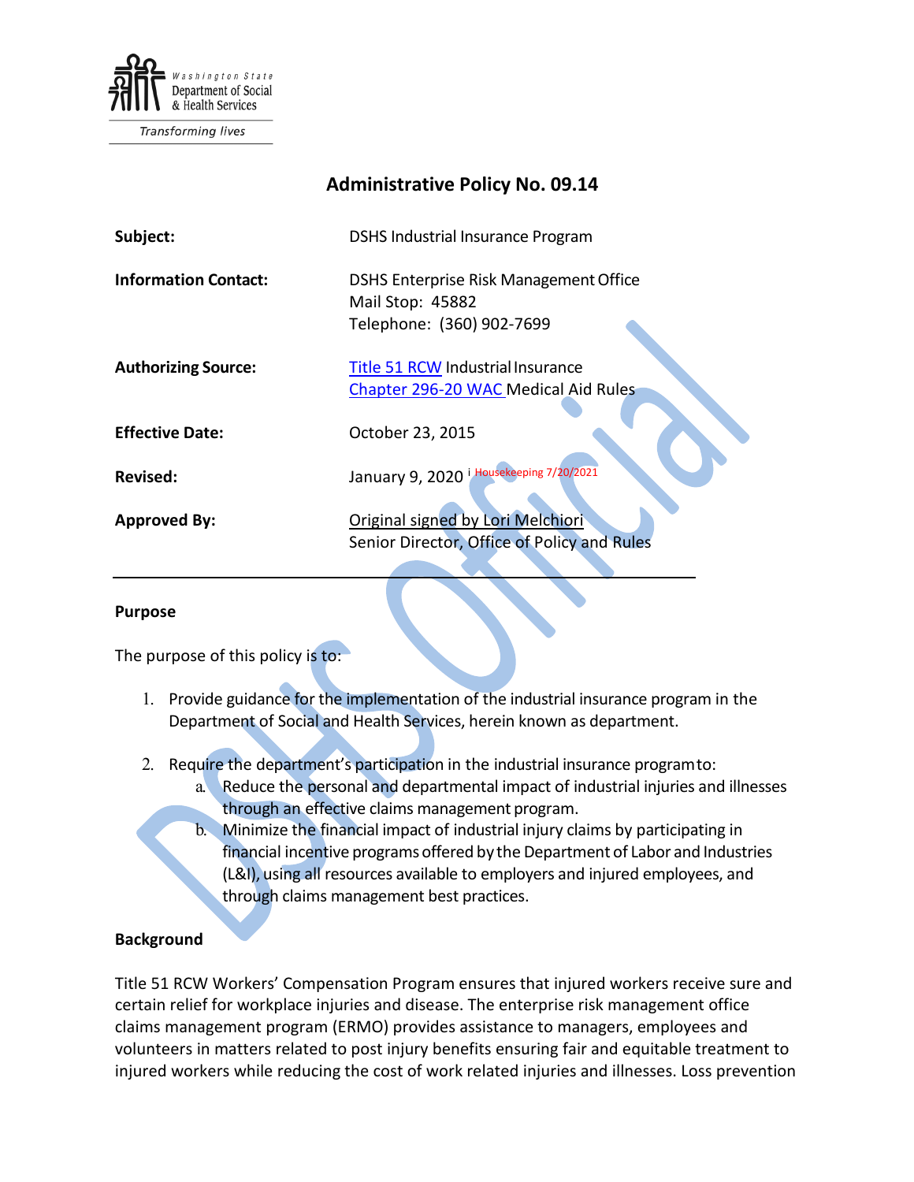Washington State Department of Social & Health Services

Transforming lives

# Administrative Policy No. 09.14

| | |
|---|---|
| **Subject:** | DSHS Industrial Insurance Program |
| **Information Contact:** | DSHS Enterprise Risk Management Office<br>Mail Stop: 45882<br>Telephone: (360) 902-7699 |
| **Authorizing Source:** | [Title 51 RCW](#) Industrial Insurance<br>[Chapter 296-20 WAC](#) Medical Aid Rules |
| **Effective Date:** | October 23, 2015 |
| **Revised:** | January 9, 2020 [i] Housekeeping 7/20/2021 |
| **Approved By:** | Original signed by Lori Melchiori<br>Senior Director, Office of Policy and Rules |

---

## Purpose

The purpose of this policy is to:

1. Provide guidance for the implementation of the industrial insurance program in the Department of Social and Health Services, herein known as department.

2. Require the department's participation in the industrial insurance program to:
   a. Reduce the personal and departmental impact of industrial injuries and illnesses through an effective claims management program.
   b. Minimize the financial impact of industrial injury claims by participating in financial incentive programs offered by the Department of Labor and Industries (L&I), using all resources available to employers and injured employees, and through claims management best practices.

## Background

Title 51 RCW Workers' Compensation Program ensures that injured workers receive sure and certain relief for workplace injuries and disease. The enterprise risk management office claims management program (ERMO) provides assistance to managers, employees and volunteers in matters related to post injury benefits ensuring fair and equitable treatment to injured workers while reducing the cost of work related injuries and illnesses. Loss prevention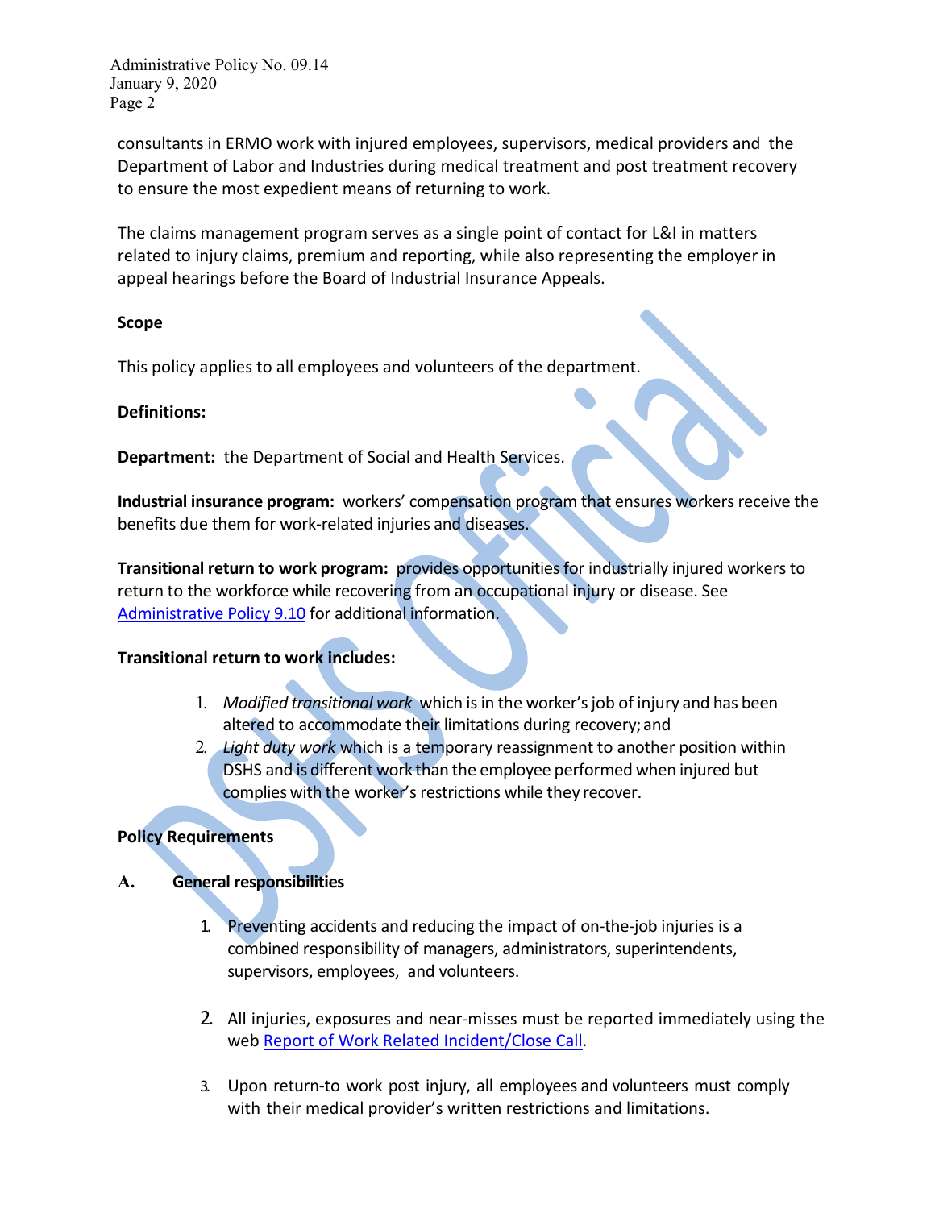consultants in ERMO work with injured employees, supervisors, medical providers and the Department of Labor and Industries during medical treatment and post treatment recovery to ensure the most expedient means of returning to work.

The claims management program serves as a single point of contact for L&I in matters related to injury claims, premium and reporting, while also representing the employer in appeal hearings before the Board of Industrial Insurance Appeals.

**Scope**

This policy applies to all employees and volunteers of the department.

**Definitions:**

**Department:** the Department of Social and Health Services.

**Industrial insurance program:** workers' compensation program that ensures workers receive the benefits due them for work-related injuries and diseases.

**Transitional return to work program:** provides opportunities for industrially injured workers to return to the workforce while recovering from an occupational injury or disease. See Administrative Policy 9.10 for additional information.

**Transitional return to work includes:**

1. *Modified transitional work* which is in the worker's job of injury and has been altered to accommodate their limitations during recovery; and
2. *Light duty work* which is a temporary reassignment to another position within DSHS and is different work than the employee performed when injured but complies with the worker's restrictions while they recover.

**Policy Requirements**

**A. General responsibilities**

1. Preventing accidents and reducing the impact of on-the-job injuries is a combined responsibility of managers, administrators, superintendents, supervisors, employees, and volunteers.

2. All injuries, exposures and near-misses must be reported immediately using the web Report of Work Related Incident/Close Call.

3. Upon return-to work post injury, all employees and volunteers must comply with their medical provider's written restrictions and limitations.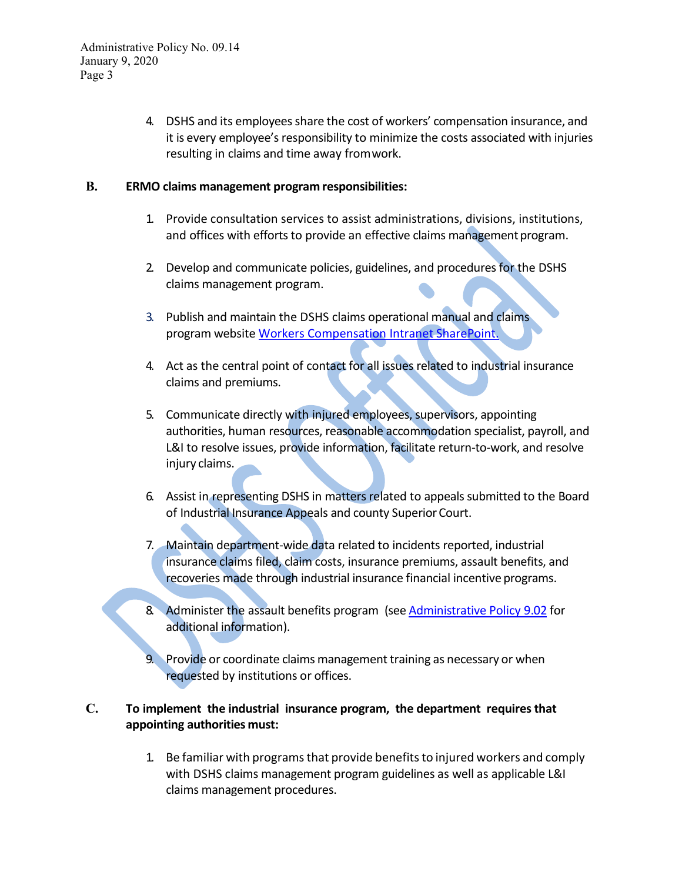4. DSHS and its employees share the cost of workers' compensation insurance, and it is every employee's responsibility to minimize the costs associated with injuries resulting in claims and time away from work.

**B. ERMO claims management program responsibilities:**

1. Provide consultation services to assist administrations, divisions, institutions, and offices with efforts to provide an effective claims management program.

2. Develop and communicate policies, guidelines, and procedures for the DSHS claims management program.

3. Publish and maintain the DSHS claims operational manual and claims program website [Workers Compensation Intranet SharePoint.]

4. Act as the central point of contact for all issues related to industrial insurance claims and premiums.

5. Communicate directly with injured employees, supervisors, appointing authorities, human resources, reasonable accommodation specialist, payroll, and L&I to resolve issues, provide information, facilitate return-to-work, and resolve injury claims.

6. Assist in representing DSHS in matters related to appeals submitted to the Board of Industrial Insurance Appeals and county Superior Court.

7. Maintain department-wide data related to incidents reported, industrial insurance claims filed, claim costs, insurance premiums, assault benefits, and recoveries made through industrial insurance financial incentive programs.

8. Administer the assault benefits program (see [Administrative Policy 9.02] for additional information).

9. Provide or coordinate claims management training as necessary or when requested by institutions or offices.

**C. To implement the industrial insurance program, the department requires that appointing authorities must:**

1. Be familiar with programs that provide benefits to injured workers and comply with DSHS claims management program guidelines as well as applicable L&I claims management procedures.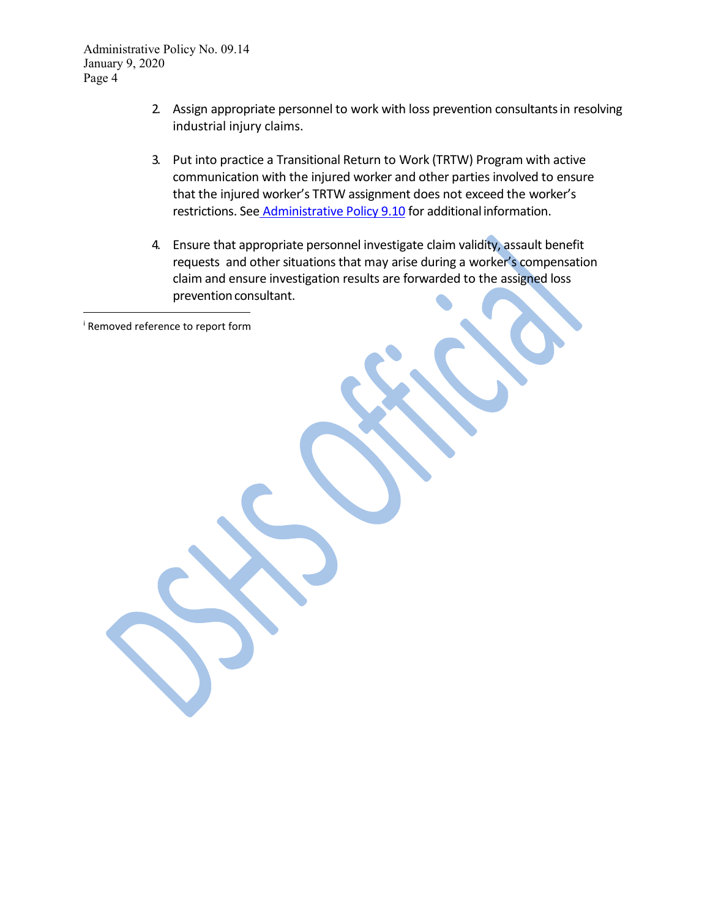2. Assign appropriate personnel to work with loss prevention consultants in resolving industrial injury claims.

3. Put into practice a Transitional Return to Work (TRTW) Program with active communication with the injured worker and other parties involved to ensure that the injured worker's TRTW assignment does not exceed the worker's restrictions. See [Administrative Policy 9.10](Administrative Policy 9.10) for additional information.

4. Ensure that appropriate personnel investigate claim validity, assault benefit requests and other situations that may arise during a worker's compensation claim and ensure investigation results are forwarded to the assigned loss prevention consultant.

---

[i] Removed reference to report form